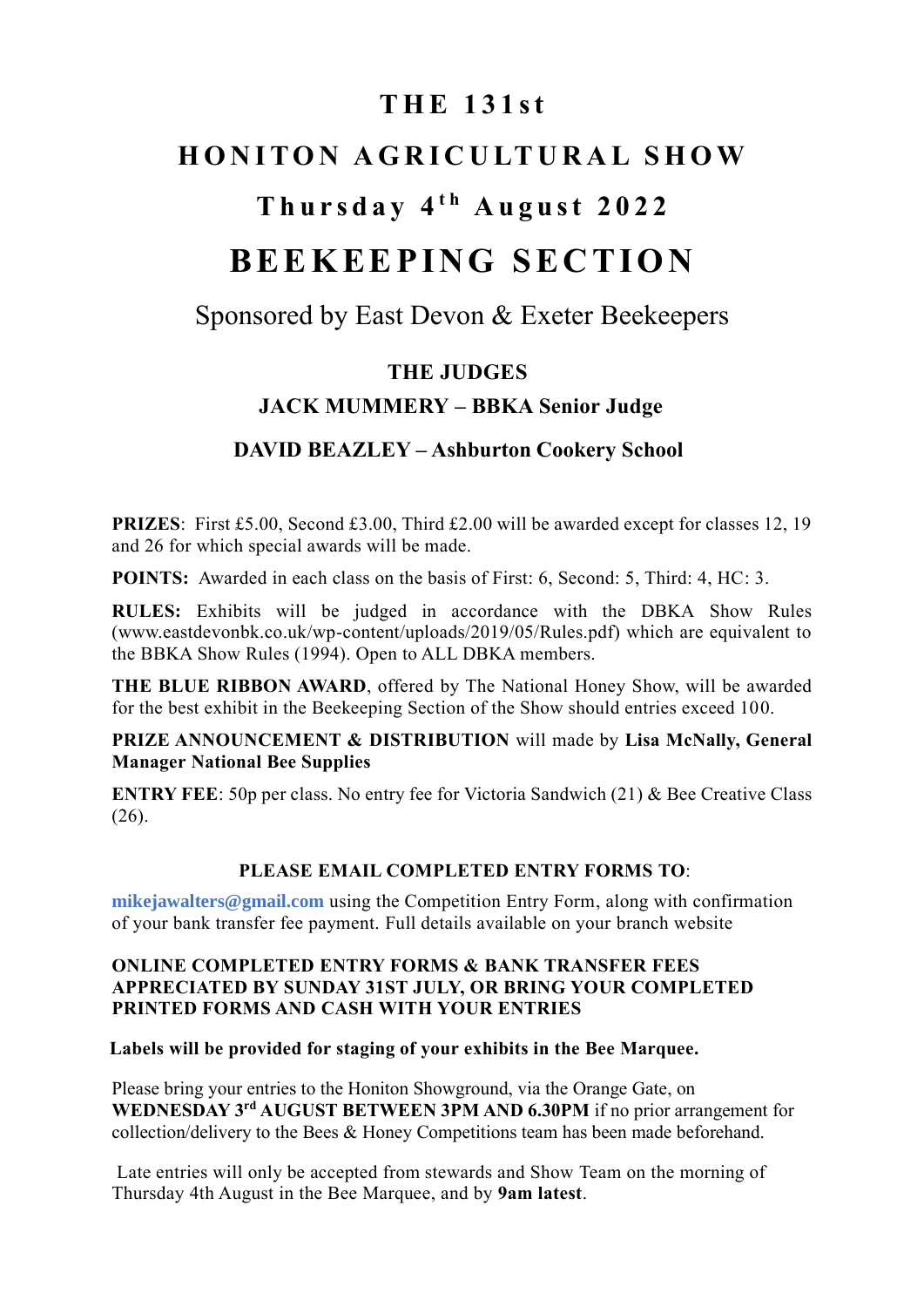# THE 131st

# HONITON AGRICULTURAL SHOW

## Thursday 4th August 2022

# BEEKEEPING SECTION

Sponsored by East Devon & Exeter Beekeepers

**THE JUDGES**

**JACK MUMMERY – BBKA Senior Judge**

**DAVID BEAZLEY – Ashburton Cookery School**

**PRIZES**: First £5.00, Second £3.00, Third £2.00 will be awarded except for classes 12, 19 and 26 for which special awards will be made.

**POINTS:** Awarded in each class on the basis of First: 6, Second: 5, Third: 4, HC: 3.

**RULES:** Exhibits will be judged in accordance with the DBKA Show Rules (www.eastdevonbk.co.uk/wp-content/uploads/2019/05/Rules.pdf) which are equivalent to the BBKA Show Rules (1994). Open to ALL DBKA members.

**THE BLUE RIBBON AWARD**, offered by The National Honey Show, will be awarded for the best exhibit in the Beekeeping Section of the Show should entries exceed 100.

**PRIZE ANNOUNCEMENT & DISTRIBUTION** will made by **Lisa McNally, General Manager National Bee Supplies**

**ENTRY FEE**: 50p per class. No entry fee for Victoria Sandwich (21) & Bee Creative Class (26).

**PLEASE EMAIL COMPLETED ENTRY FORMS TO**:

**mikejawalters@gmail.com** using the Competition Entry Form, along with confirmation of your bank transfer fee payment. Full details available on your branch website

**ONLINE COMPLETED ENTRY FORMS & BANK TRANSFER FEES APPRECIATED BY SUNDAY 31ST JULY, OR BRING YOUR COMPLETED PRINTED FORMS AND CASH WITH YOUR ENTRIES**

**Labels will be provided for staging of your exhibits in the Bee Marquee.**

Please bring your entries to the Honiton Showground, via the Orange Gate, on **WEDNESDAY 3rd AUGUST BETWEEN 3PM AND 6.30PM** if no prior arrangement for collection/delivery to the Bees & Honey Competitions team has been made beforehand.

Late entries will only be accepted from stewards and Show Team on the morning of Thursday 4th August in the Bee Marquee, and by **9am latest**.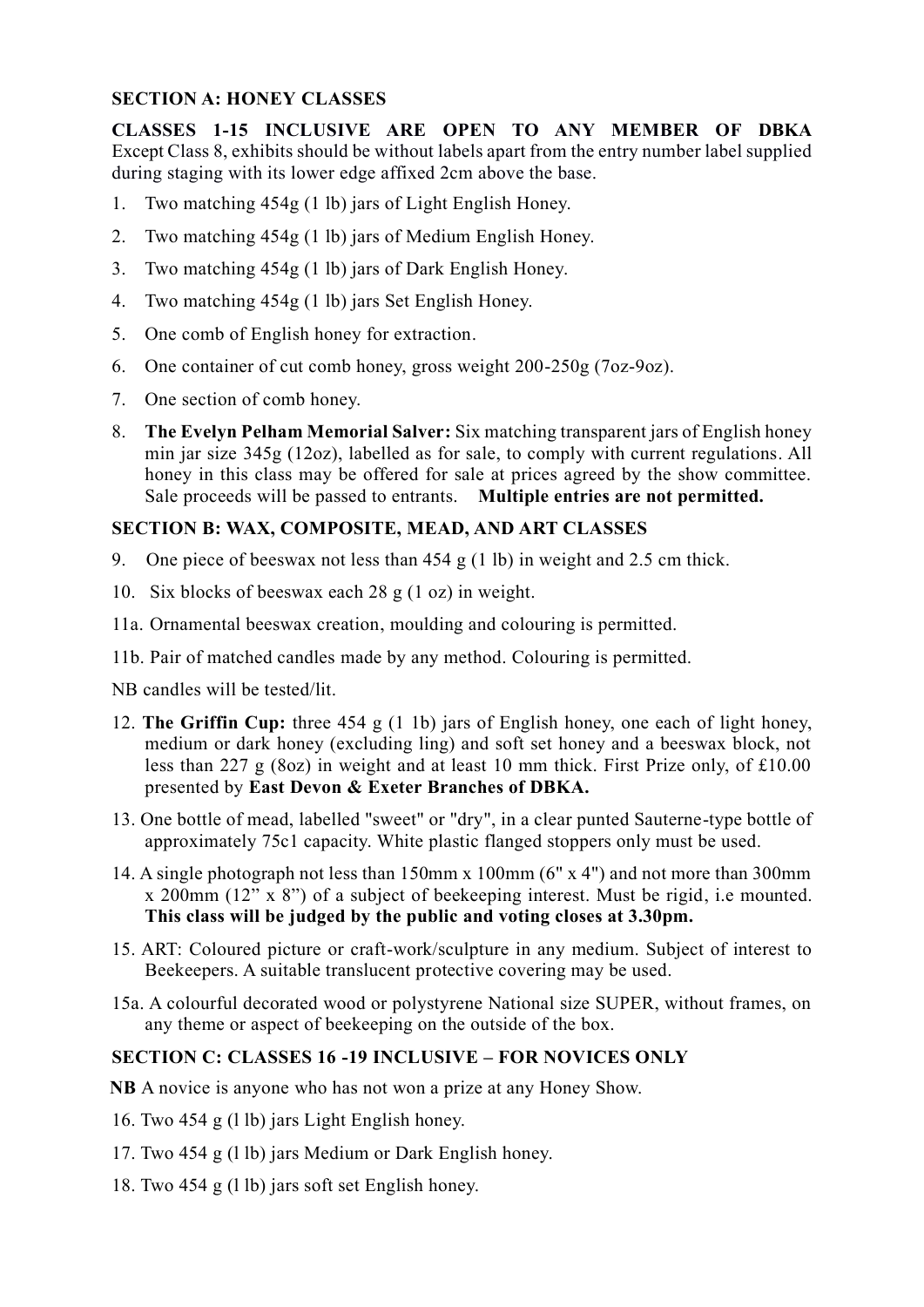**SECTION A: HONEY CLASSES**

**CLASSES 1-15 INCLUSIVE ARE OPEN TO ANY MEMBER OF DBKA** Except Class 8, exhibits should be without labels apart from the entry number label supplied during staging with its lower edge affixed 2cm above the base.

1. Two matching 454g (1 lb) jars of Light English Honey.
2. Two matching 454g (1 lb) jars of Medium English Honey.
3. Two matching 454g (1 lb) jars of Dark English Honey.
4. Two matching 454g (1 lb) jars Set English Honey.
5. One comb of English honey for extraction.
6. One container of cut comb honey, gross weight 200-250g (7oz-9oz).
7. One section of comb honey.
8. **The Evelyn Pelham Memorial Salver:** Six matching transparent jars of English honey min jar size 345g (12oz), labelled as for sale, to comply with current regulations. All honey in this class may be offered for sale at prices agreed by the show committee. Sale proceeds will be passed to entrants. **Multiple entries are not permitted.**

**SECTION B: WAX, COMPOSITE, MEAD, AND ART CLASSES**

9. One piece of beeswax not less than 454 g (1 lb) in weight and 2.5 cm thick.
10. Six blocks of beeswax each 28 g (1 oz) in weight.

11a. Ornamental beeswax creation, moulding and colouring is permitted.

11b. Pair of matched candles made by any method. Colouring is permitted.

NB candles will be tested/lit.

12. **The Griffin Cup:** three 454 g (1 1b) jars of English honey, one each of light honey, medium or dark honey (excluding ling) and soft set honey and a beeswax block, not less than 227 g (8oz) in weight and at least 10 mm thick. First Prize only, of £10.00 presented by **East Devon & Exeter Branches of DBKA.**
13. One bottle of mead, labelled "sweet" or "dry", in a clear punted Sauterne-type bottle of approximately 75c1 capacity. White plastic flanged stoppers only must be used.
14. A single photograph not less than 150mm x 100mm (6" x 4") and not more than 300mm x 200mm (12" x 8") of a subject of beekeeping interest. Must be rigid, i.e mounted. **This class will be judged by the public and voting closes at 3.30pm.**
15. ART: Coloured picture or craft-work/sculpture in any medium. Subject of interest to Beekeepers. A suitable translucent protective covering may be used.

15a. A colourful decorated wood or polystyrene National size SUPER, without frames, on any theme or aspect of beekeeping on the outside of the box.

**SECTION C: CLASSES 16 -19 INCLUSIVE – FOR NOVICES ONLY**

**NB** A novice is anyone who has not won a prize at any Honey Show.

16. Two 454 g (l lb) jars Light English honey.
17. Two 454 g (l lb) jars Medium or Dark English honey.
18. Two 454 g (l lb) jars soft set English honey.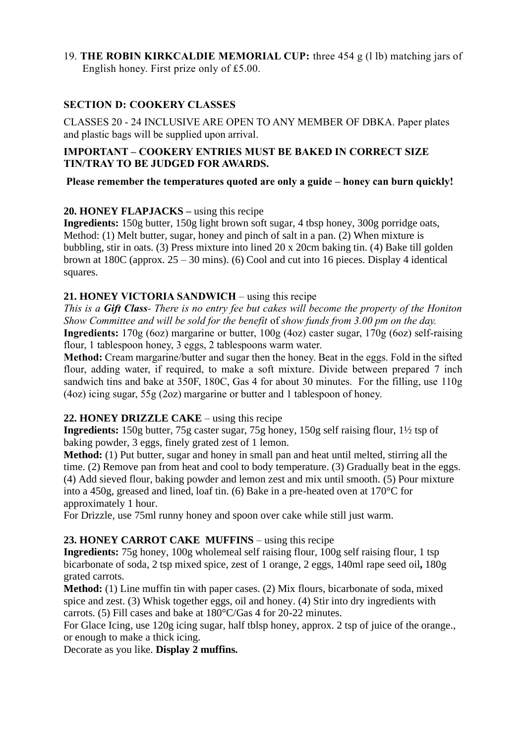19. **THE ROBIN KIRKCALDIE MEMORIAL CUP:** three 454 g (l lb) matching jars of English honey. First prize only of £5.00.

## SECTION D: COOKERY CLASSES

CLASSES 20 - 24 INCLUSIVE ARE OPEN TO ANY MEMBER OF DBKA. Paper plates and plastic bags will be supplied upon arrival.

**IMPORTANT – COOKERY ENTRIES MUST BE BAKED IN CORRECT SIZE TIN/TRAY TO BE JUDGED FOR AWARDS.**

**Please remember the temperatures quoted are only a guide – honey can burn quickly!**

**20. HONEY FLAPJACKS –** using this recipe

**Ingredients:** 150g butter, 150g light brown soft sugar, 4 tbsp honey, 300g porridge oats, Method: (1) Melt butter, sugar, honey and pinch of salt in a pan. (2) When mixture is bubbling, stir in oats. (3) Press mixture into lined 20 x 20cm baking tin. (4) Bake till golden brown at 180C (approx. 25 – 30 mins). (6) Cool and cut into 16 pieces. Display 4 identical squares.

**21. HONEY VICTORIA SANDWICH** – using this recipe

*This is a **Gift Class**- There is no entry fee but cakes will become the property of the Honiton Show Committee and will be sold for the benefit* of *show funds from 3.00 pm on the day.*

**Ingredients:** 170g (6oz) margarine or butter, 100g (4oz) caster sugar, 170g (6oz) self-raising flour, 1 tablespoon honey, 3 eggs, 2 tablespoons warm water.

**Method:** Cream margarine/butter and sugar then the honey. Beat in the eggs. Fold in the sifted flour, adding water, if required, to make a soft mixture. Divide between prepared 7 inch sandwich tins and bake at 350F, 180C, Gas 4 for about 30 minutes. For the filling, use 110g (4oz) icing sugar, 55g (2oz) margarine or butter and 1 tablespoon of honey.

**22. HONEY DRIZZLE CAKE** – using this recipe

**Ingredients:** 150g butter, 75g caster sugar, 75g honey, 150g self raising flour, 1½ tsp of baking powder, 3 eggs, finely grated zest of 1 lemon.

**Method:** (1) Put butter, sugar and honey in small pan and heat until melted, stirring all the time. (2) Remove pan from heat and cool to body temperature. (3) Gradually beat in the eggs. (4) Add sieved flour, baking powder and lemon zest and mix until smooth. (5) Pour mixture into a 450g, greased and lined, loaf tin. (6) Bake in a pre-heated oven at 170°C for approximately 1 hour.

For Drizzle, use 75ml runny honey and spoon over cake while still just warm.

**23. HONEY CARROT CAKE MUFFINS** – using this recipe

**Ingredients:** 75g honey, 100g wholemeal self raising flour, 100g self raising flour, 1 tsp bicarbonate of soda, 2 tsp mixed spice, zest of 1 orange, 2 eggs, 140ml rape seed oil**,** 180g grated carrots.

**Method:** (1) Line muffin tin with paper cases. (2) Mix flours, bicarbonate of soda, mixed spice and zest. (3) Whisk together eggs, oil and honey. (4) Stir into dry ingredients with carrots. (5) Fill cases and bake at 180°C/Gas 4 for 20-22 minutes.

For Glace Icing, use 120g icing sugar, half tblsp honey, approx. 2 tsp of juice of the orange., or enough to make a thick icing.

Decorate as you like. **Display 2 muffins.**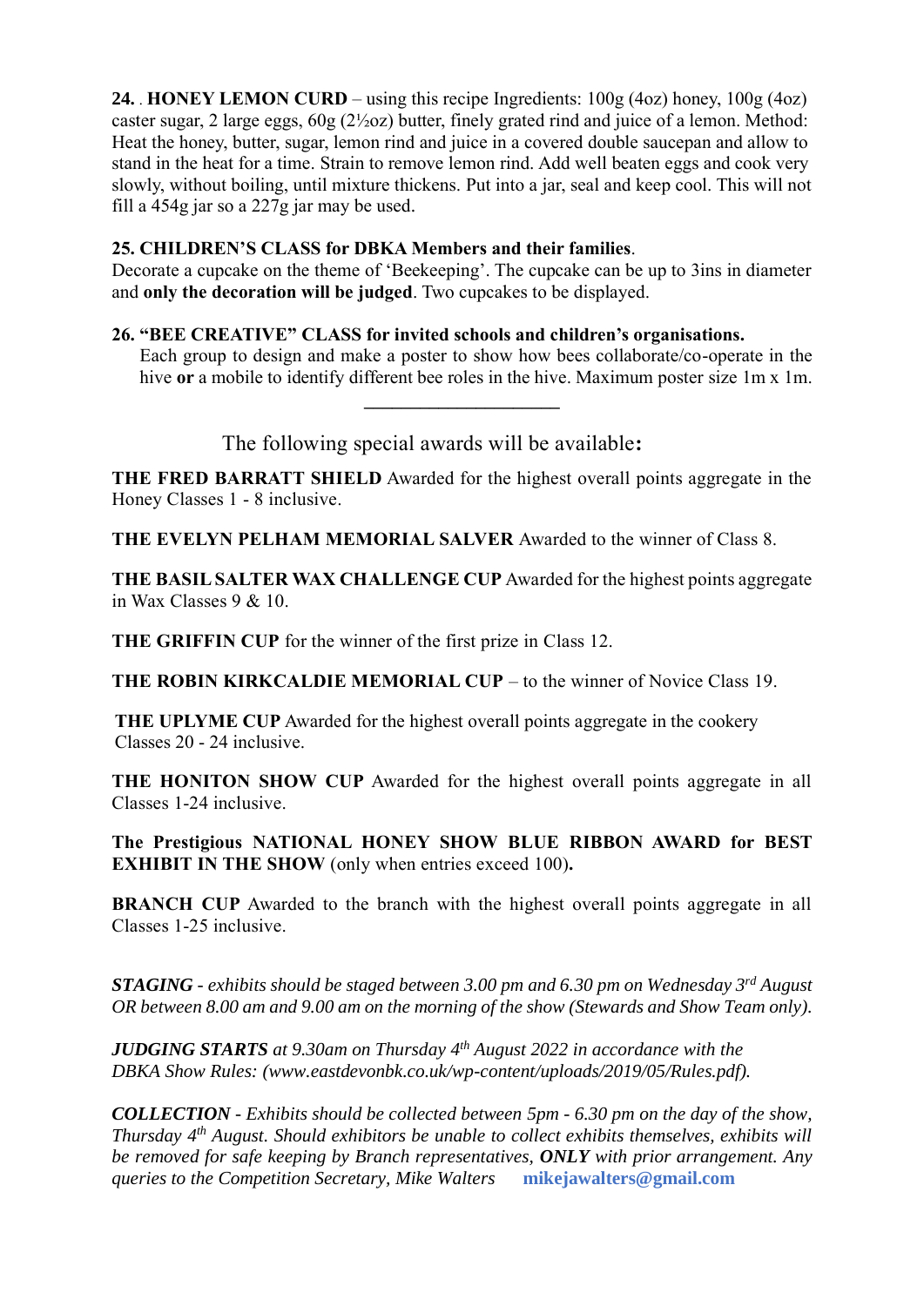**24.** . **HONEY LEMON CURD** – using this recipe Ingredients: 100g (4oz) honey, 100g (4oz) caster sugar, 2 large eggs, 60g (2½oz) butter, finely grated rind and juice of a lemon. Method: Heat the honey, butter, sugar, lemon rind and juice in a covered double saucepan and allow to stand in the heat for a time. Strain to remove lemon rind. Add well beaten eggs and cook very slowly, without boiling, until mixture thickens. Put into a jar, seal and keep cool. This will not fill a 454g jar so a 227g jar may be used.

**25. CHILDREN'S CLASS for DBKA Members and their families**.
Decorate a cupcake on the theme of 'Beekeeping'. The cupcake can be up to 3ins in diameter and **only the decoration will be judged**. Two cupcakes to be displayed.

**26. "BEE CREATIVE" CLASS for invited schools and children's organisations.**
Each group to design and make a poster to show how bees collaborate/co-operate in the hive **or** a mobile to identify different bee roles in the hive. Maximum poster size 1m x 1m.

---

The following special awards will be available**:**

**THE FRED BARRATT SHIELD** Awarded for the highest overall points aggregate in the Honey Classes 1 - 8 inclusive.

**THE EVELYN PELHAM MEMORIAL SALVER** Awarded to the winner of Class 8.

**THE BASIL SALTER WAX CHALLENGE CUP** Awarded for the highest points aggregate in Wax Classes 9 & 10.

**THE GRIFFIN CUP** for the winner of the first prize in Class 12.

**THE ROBIN KIRKCALDIE MEMORIAL CUP** – to the winner of Novice Class 19.

**THE UPLYME CUP** Awarded for the highest overall points aggregate in the cookery Classes 20 - 24 inclusive.

**THE HONITON SHOW CUP** Awarded for the highest overall points aggregate in all Classes 1-24 inclusive.

**The Prestigious NATIONAL HONEY SHOW BLUE RIBBON AWARD for BEST EXHIBIT IN THE SHOW** (only when entries exceed 100)**.**

**BRANCH CUP** Awarded to the branch with the highest overall points aggregate in all Classes 1-25 inclusive.

***STAGING*** *- exhibits should be staged between 3.00 pm and 6.30 pm on Wednesday 3rd August OR between 8.00 am and 9.00 am on the morning of the show (Stewards and Show Team only).*

***JUDGING STARTS*** *at 9.30am on Thursday 4th August 2022 in accordance with the DBKA Show Rules: (www.eastdevonbk.co.uk/wp-content/uploads/2019/05/Rules.pdf).*

***COLLECTION*** *- Exhibits should be collected between 5pm - 6.30 pm on the day of the show, Thursday 4th August. Should exhibitors be unable to collect exhibits themselves, exhibits will be removed for safe keeping by Branch representatives,* ***ONLY*** *with prior arrangement. Any queries to the Competition Secretary, Mike Walters* **mikejawalters@gmail.com**